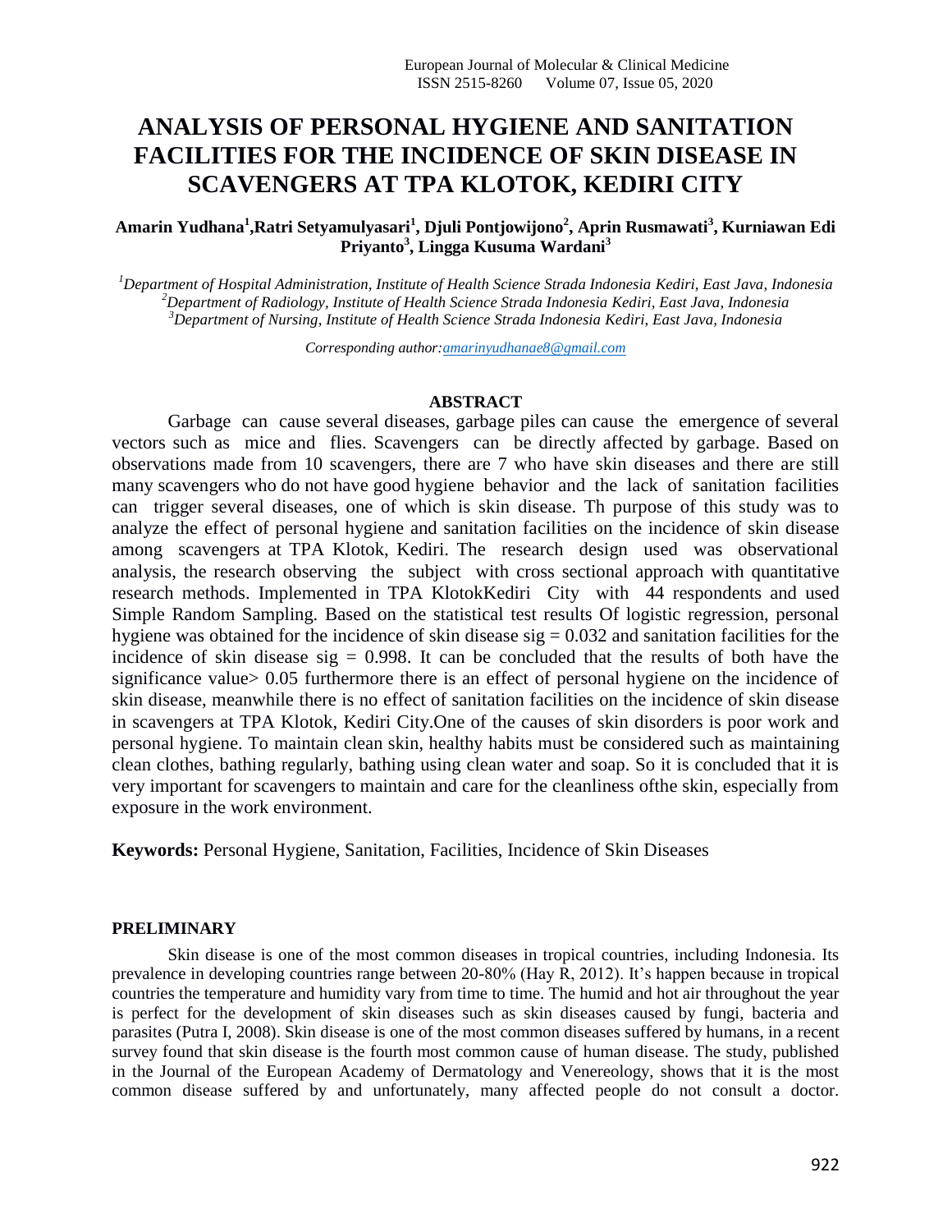# ANALYSIS OF PERSONAL HYGIENE AND SANITATION FACILITIES FOR THE INCIDENCE OF SKIN DISEASE IN SCAVENGERS AT TPA KLOTOK, KEDIRI CITY

**Amarin Yudhana[1], Ratri Setyamulyasari[1], Djuli Pontjowijono[2], Aprin Rusmawati[3], Kurniawan Edi Priyanto[3], Lingga Kusuma Wardani[3]**

*[1]Department of Hospital Administration, Institute of Health Science Strada Indonesia Kediri, East Java, Indonesia*
*[2]Department of Radiology, Institute of Health Science Strada Indonesia Kediri, East Java, Indonesia*
*[3]Department of Nursing, Institute of Health Science Strada Indonesia Kediri, East Java, Indonesia*

*Corresponding author: amarinyudhanae8@gmail.com*

## ABSTRACT

Garbage can cause several diseases, garbage piles can cause the emergence of several vectors such as mice and flies. Scavengers can be directly affected by garbage. Based on observations made from 10 scavengers, there are 7 who have skin diseases and there are still many scavengers who do not have good hygiene behavior and the lack of sanitation facilities can trigger several diseases, one of which is skin disease. Th purpose of this study was to analyze the effect of personal hygiene and sanitation facilities on the incidence of skin disease among scavengers at TPA Klotok, Kediri. The research design used was observational analysis, the research observing the subject with cross sectional approach with quantitative research methods. Implemented in TPA KlotokKediri City with 44 respondents and used Simple Random Sampling. Based on the statistical test results Of logistic regression, personal hygiene was obtained for the incidence of skin disease sig = 0.032 and sanitation facilities for the incidence of skin disease sig = 0.998. It can be concluded that the results of both have the significance value> 0.05 furthermore there is an effect of personal hygiene on the incidence of skin disease, meanwhile there is no effect of sanitation facilities on the incidence of skin disease in scavengers at TPA Klotok, Kediri City.One of the causes of skin disorders is poor work and personal hygiene. To maintain clean skin, healthy habits must be considered such as maintaining clean clothes, bathing regularly, bathing using clean water and soap. So it is concluded that it is very important for scavengers to maintain and care for the cleanliness ofthe skin, especially from exposure in the work environment.

**Keywords:** Personal Hygiene, Sanitation, Facilities, Incidence of Skin Diseases

## PRELIMINARY

Skin disease is one of the most common diseases in tropical countries, including Indonesia. Its prevalence in developing countries range between 20-80% (Hay R, 2012). It's happen because in tropical countries the temperature and humidity vary from time to time. The humid and hot air throughout the year is perfect for the development of skin diseases such as skin diseases caused by fungi, bacteria and parasites (Putra I, 2008). Skin disease is one of the most common diseases suffered by humans, in a recent survey found that skin disease is the fourth most common cause of human disease. The study, published in the Journal of the European Academy of Dermatology and Venereology, shows that it is the most common disease suffered by and unfortunately, many affected people do not consult a doctor.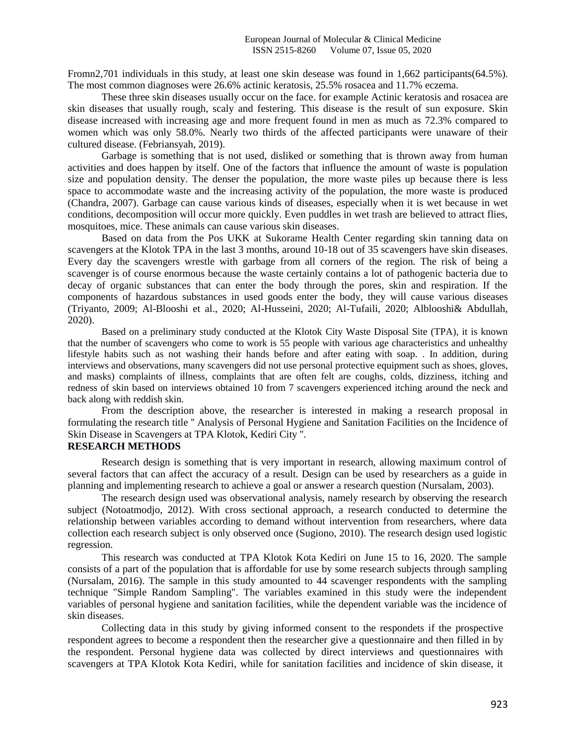Fromn2,701 individuals in this study, at least one skin desease was found in 1,662 participants(64.5%). The most common diagnoses were 26.6% actinic keratosis, 25.5% rosacea and 11.7% eczema.

These three skin diseases usually occur on the face. for example Actinic keratosis and rosacea are skin diseases that usually rough, scaly and festering. This disease is the result of sun exposure. Skin disease increased with increasing age and more frequent found in men as much as 72.3% compared to women which was only 58.0%. Nearly two thirds of the affected participants were unaware of their cultured disease. (Febriansyah, 2019).

Garbage is something that is not used, disliked or something that is thrown away from human activities and does happen by itself. One of the factors that influence the amount of waste is population size and population density. The denser the population, the more waste piles up because there is less space to accommodate waste and the increasing activity of the population, the more waste is produced (Chandra, 2007). Garbage can cause various kinds of diseases, especially when it is wet because in wet conditions, decomposition will occur more quickly. Even puddles in wet trash are believed to attract flies, mosquitoes, mice. These animals can cause various skin diseases.

Based on data from the Pos UKK at Sukorame Health Center regarding skin tanning data on scavengers at the Klotok TPA in the last 3 months, around 10-18 out of 35 scavengers have skin diseases. Every day the scavengers wrestle with garbage from all corners of the region. The risk of being a scavenger is of course enormous because the waste certainly contains a lot of pathogenic bacteria due to decay of organic substances that can enter the body through the pores, skin and respiration. If the components of hazardous substances in used goods enter the body, they will cause various diseases (Triyanto, 2009; Al-Blooshi et al., 2020; Al-Husseini, 2020; Al-Tufaili, 2020; Alblooshi& Abdullah, 2020).

Based on a preliminary study conducted at the Klotok City Waste Disposal Site (TPA), it is known that the number of scavengers who come to work is 55 people with various age characteristics and unhealthy lifestyle habits such as not washing their hands before and after eating with soap. . In addition, during interviews and observations, many scavengers did not use personal protective equipment such as shoes, gloves, and masks) complaints of illness, complaints that are often felt are coughs, colds, dizziness, itching and redness of skin based on interviews obtained 10 from 7 scavengers experienced itching around the neck and back along with reddish skin.

From the description above, the researcher is interested in making a research proposal in formulating the research title " Analysis of Personal Hygiene and Sanitation Facilities on the Incidence of Skin Disease in Scavengers at TPA Klotok, Kediri City ".

## RESEARCH METHODS

Research design is something that is very important in research, allowing maximum control of several factors that can affect the accuracy of a result. Design can be used by researchers as a guide in planning and implementing research to achieve a goal or answer a research question (Nursalam, 2003).

The research design used was observational analysis, namely research by observing the research subject (Notoatmodjo, 2012). With cross sectional approach, a research conducted to determine the relationship between variables according to demand without intervention from researchers, where data collection each research subject is only observed once (Sugiono, 2010). The research design used logistic regression.

This research was conducted at TPA Klotok Kota Kediri on June 15 to 16, 2020. The sample consists of a part of the population that is affordable for use by some research subjects through sampling (Nursalam, 2016). The sample in this study amounted to 44 scavenger respondents with the sampling technique "Simple Random Sampling". The variables examined in this study were the independent variables of personal hygiene and sanitation facilities, while the dependent variable was the incidence of skin diseases.

Collecting data in this study by giving informed consent to the respondets if the prospective respondent agrees to become a respondent then the researcher give a questionnaire and then filled in by the respondent. Personal hygiene data was collected by direct interviews and questionnaires with scavengers at TPA Klotok Kota Kediri, while for sanitation facilities and incidence of skin disease, it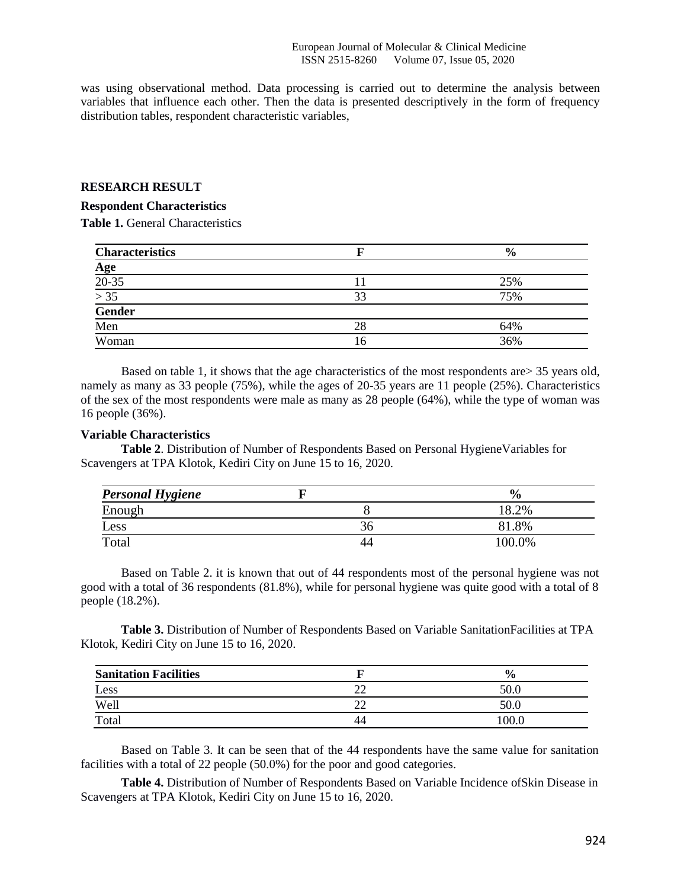was using observational method. Data processing is carried out to determine the analysis between variables that influence each other. Then the data is presented descriptively in the form of frequency distribution tables, respondent characteristic variables,

## RESEARCH RESULT

### Respondent Characteristics

**Table 1.** General Characteristics

| **Characteristics** | **F** | **%** |
|---|---|---|
| **Age** | | |
| 20-35 | 11 | 25% |
| > 35 | 33 | 75% |
| **Gender** | | |
| Men | 28 | 64% |
| Woman | 16 | 36% |

Based on table 1, it shows that the age characteristics of the most respondents are> 35 years old, namely as many as 33 people (75%), while the ages of 20-35 years are 11 people (25%). Characteristics of the sex of the most respondents were male as many as 28 people (64%), while the type of woman was 16 people (36%).

### Variable Characteristics

**Table 2**. Distribution of Number of Respondents Based on Personal HygieneVariables for Scavengers at TPA Klotok, Kediri City on June 15 to 16, 2020.

| ***Personal Hygiene*** | **F** | **%** |
|---|---|---|
| Enough | 8 | 18.2% |
| Less | 36 | 81.8% |
| Total | 44 | 100.0% |

Based on Table 2. it is known that out of 44 respondents most of the personal hygiene was not good with a total of 36 respondents (81.8%), while for personal hygiene was quite good with a total of 8 people (18.2%).

**Table 3.** Distribution of Number of Respondents Based on Variable SanitationFacilities at TPA Klotok, Kediri City on June 15 to 16, 2020.

| **Sanitation Facilities** | **F** | **%** |
|---|---|---|
| Less | 22 | 50.0 |
| Well | 22 | 50.0 |
| Total | 44 | 100.0 |

Based on Table 3. It can be seen that of the 44 respondents have the same value for sanitation facilities with a total of 22 people (50.0%) for the poor and good categories.

**Table 4.** Distribution of Number of Respondents Based on Variable Incidence ofSkin Disease in Scavengers at TPA Klotok, Kediri City on June 15 to 16, 2020.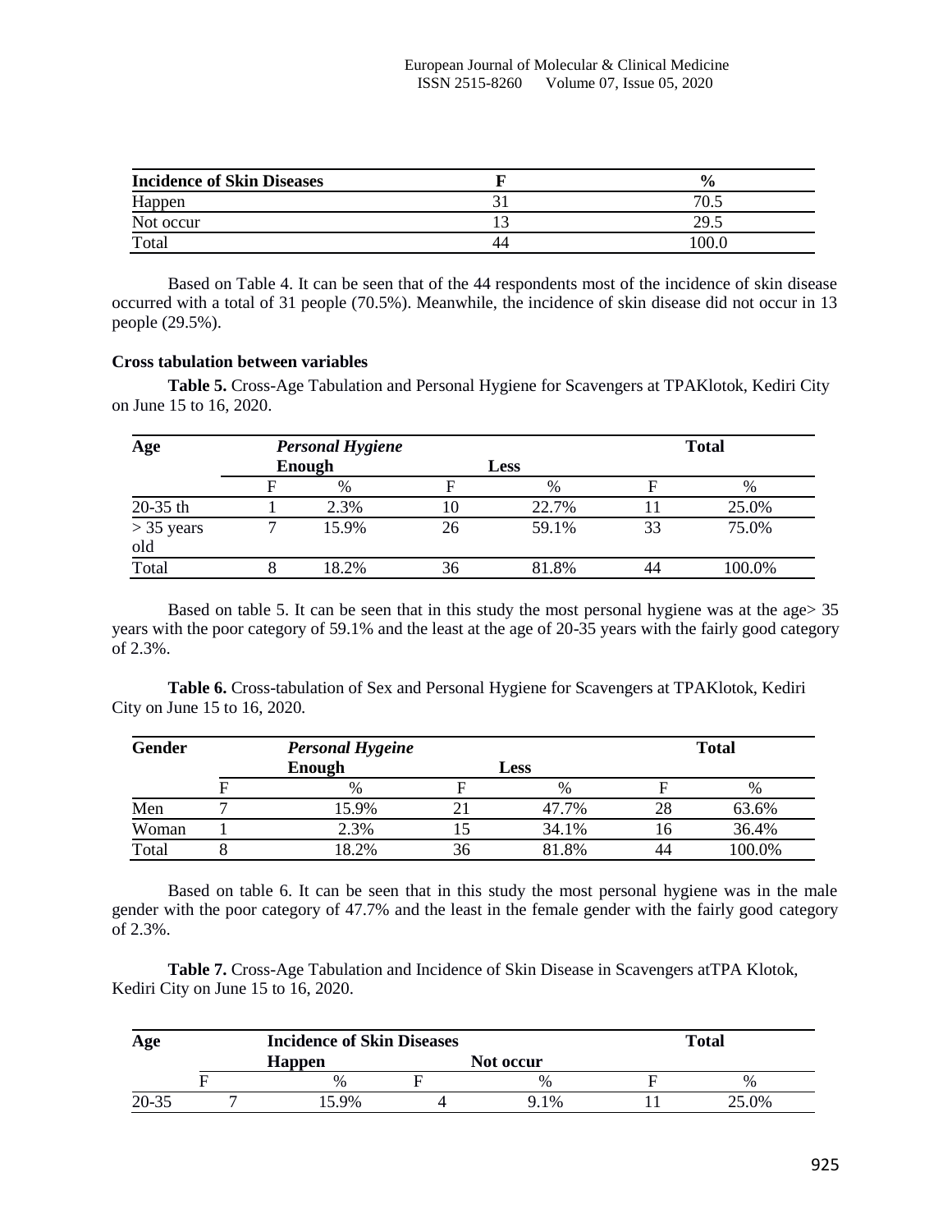| Incidence of Skin Diseases | F | % |
|---|---|---|
| Happen | 31 | 70.5 |
| Not occur | 13 | 29.5 |
| Total | 44 | 100.0 |

Based on Table 4. It can be seen that of the 44 respondents most of the incidence of skin disease occurred with a total of 31 people (70.5%). Meanwhile, the incidence of skin disease did not occur in 13 people (29.5%).

**Cross tabulation between variables**

**Table 5.** Cross-Age Tabulation and Personal Hygiene for Scavengers at TPAKlotok, Kediri City on June 15 to 16, 2020.

| Age | ***Personal Hygiene*** | | | | **Total** | |
|---|---|---|---|---|---|---|
| | **Enough** | | **Less** | | | |
| | F | % | F | % | F | % |
| 20-35 th | 1 | 2.3% | 10 | 22.7% | 11 | 25.0% |
| > 35 years old | 7 | 15.9% | 26 | 59.1% | 33 | 75.0% |
| Total | 8 | 18.2% | 36 | 81.8% | 44 | 100.0% |

Based on table 5. It can be seen that in this study the most personal hygiene was at the age> 35 years with the poor category of 59.1% and the least at the age of 20-35 years with the fairly good category of 2.3%.

**Table 6.** Cross-tabulation of Sex and Personal Hygiene for Scavengers at TPAKlotok, Kediri City on June 15 to 16, 2020.

| Gender | ***Personal Hygeine*** | | | | **Total** | |
|---|---|---|---|---|---|---|
| | **Enough** | | **Less** | | | |
| | F | % | F | % | F | % |
| Men | 7 | 15.9% | 21 | 47.7% | 28 | 63.6% |
| Woman | 1 | 2.3% | 15 | 34.1% | 16 | 36.4% |
| Total | 8 | 18.2% | 36 | 81.8% | 44 | 100.0% |

Based on table 6. It can be seen that in this study the most personal hygiene was in the male gender with the poor category of 47.7% and the least in the female gender with the fairly good category of 2.3%.

**Table 7.** Cross-Age Tabulation and Incidence of Skin Disease in Scavengers atTPA Klotok, Kediri City on June 15 to 16, 2020.

| Age | **Incidence of Skin Diseases** | | | | **Total** | |
|---|---|---|---|---|---|---|
| | **Happen** | | **Not occur** | | | |
| | F | % | F | % | F | % |
| 20-35 | 7 | 15.9% | 4 | 9.1% | 11 | 25.0% |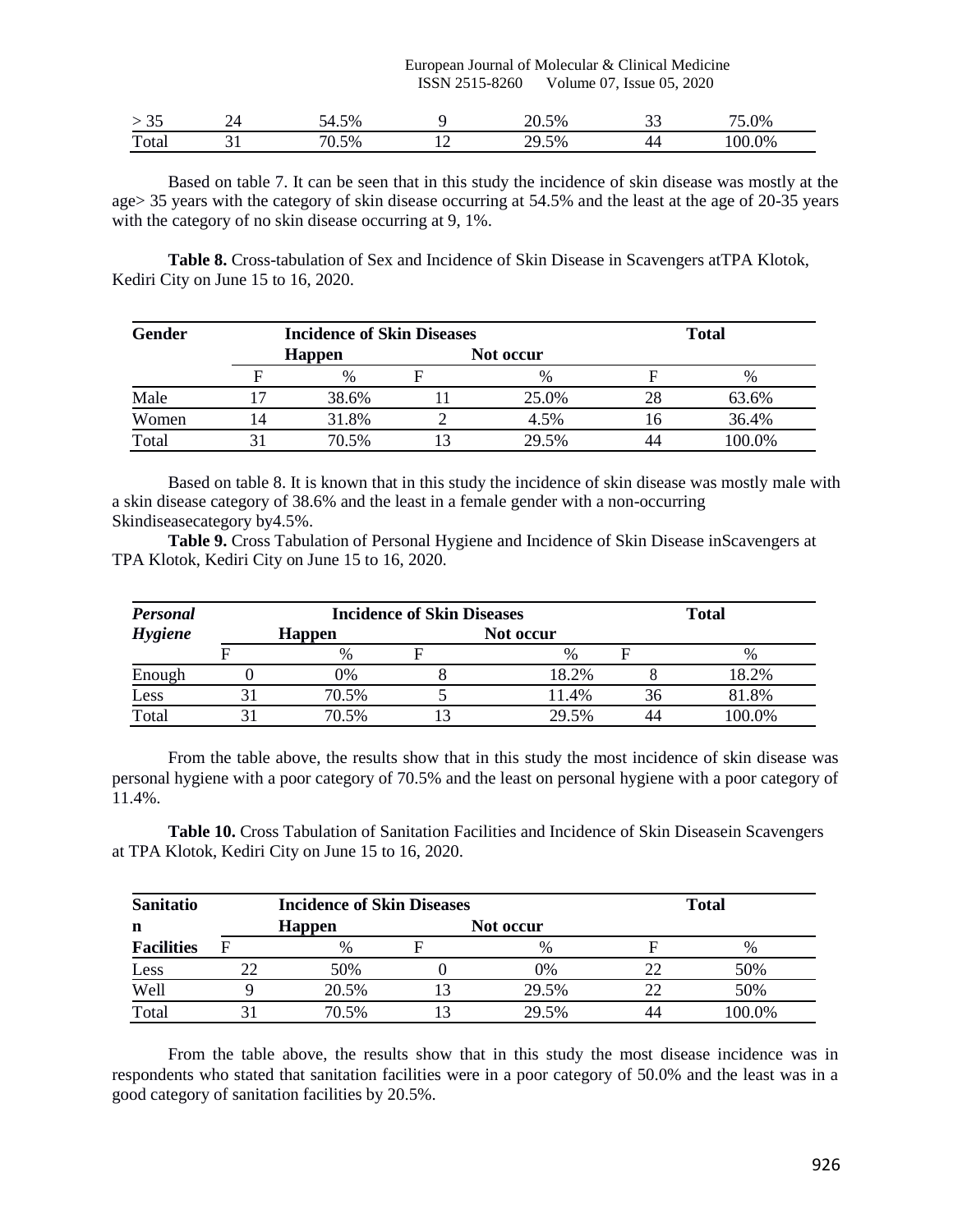| > 35 | 24 | 54.5% | 9 | 20.5% | 33 | 75.0% |
|---|---|---|---|---|---|---|
| Total | 31 | 70.5% | 12 | 29.5% | 44 | 100.0% |

Based on table 7. It can be seen that in this study the incidence of skin disease was mostly at the age> 35 years with the category of skin disease occurring at 54.5% and the least at the age of 20-35 years with the category of no skin disease occurring at 9, 1%.

**Table 8.** Cross-tabulation of Sex and Incidence of Skin Disease in Scavengers atTPA Klotok, Kediri City on June 15 to 16, 2020.

| Gender | Incidence of Skin Diseases | | | | Total | |
|---|---|---|---|---|---|---|
| | Happen | | Not occur | | | |
| | F | % | F | % | F | % |
| Male | 17 | 38.6% | 11 | 25.0% | 28 | 63.6% |
| Women | 14 | 31.8% | 2 | 4.5% | 16 | 36.4% |
| Total | 31 | 70.5% | 13 | 29.5% | 44 | 100.0% |

Based on table 8. It is known that in this study the incidence of skin disease was mostly male with a skin disease category of 38.6% and the least in a female gender with a non-occurring Skindiseasecategory by4.5%.

**Table 9.** Cross Tabulation of Personal Hygiene and Incidence of Skin Disease inScavengers at TPA Klotok, Kediri City on June 15 to 16, 2020.

| *Personal Hygiene* | Incidence of Skin Diseases | | | | Total | |
|---|---|---|---|---|---|---|
| | Happen | | Not occur | | | |
| | F | % | F | % | F | % |
| Enough | 0 | 0% | 8 | 18.2% | 8 | 18.2% |
| Less | 31 | 70.5% | 5 | 11.4% | 36 | 81.8% |
| Total | 31 | 70.5% | 13 | 29.5% | 44 | 100.0% |

From the table above, the results show that in this study the most incidence of skin disease was personal hygiene with a poor category of 70.5% and the least on personal hygiene with a poor category of 11.4%.

**Table 10.** Cross Tabulation of Sanitation Facilities and Incidence of Skin Diseasein Scavengers at TPA Klotok, Kediri City on June 15 to 16, 2020.

| Sanitation Facilities | Incidence of Skin Diseases | | | | Total | |
|---|---|---|---|---|---|---|
| | Happen | | Not occur | | | |
| | F | % | F | % | F | % |
| Less | 22 | 50% | 0 | 0% | 22 | 50% |
| Well | 9 | 20.5% | 13 | 29.5% | 22 | 50% |
| Total | 31 | 70.5% | 13 | 29.5% | 44 | 100.0% |

From the table above, the results show that in this study the most disease incidence was in respondents who stated that sanitation facilities were in a poor category of 50.0% and the least was in a good category of sanitation facilities by 20.5%.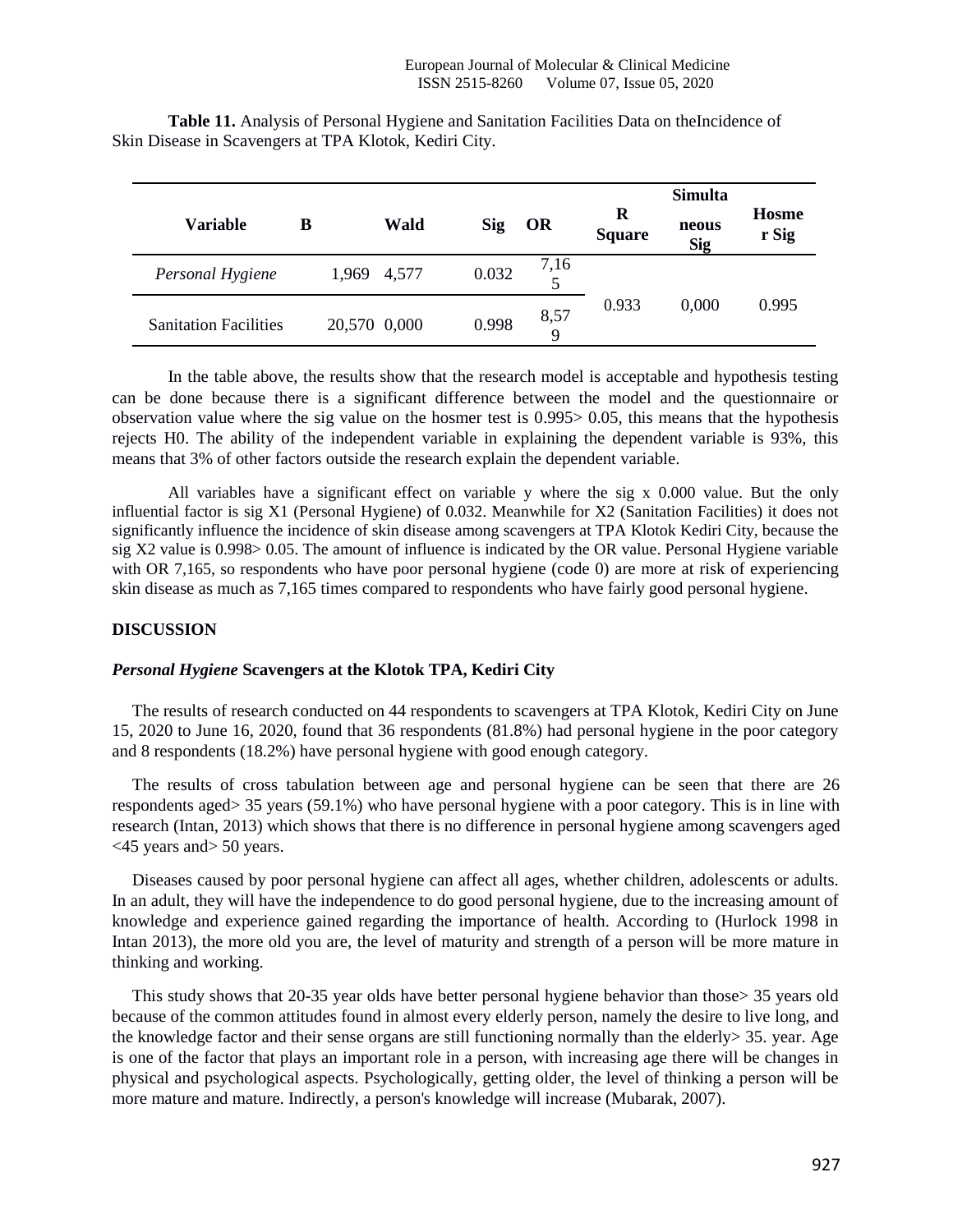**Table 11.** Analysis of Personal Hygiene and Sanitation Facilities Data on theIncidence of Skin Disease in Scavengers at TPA Klotok, Kediri City.

| Variable | B | Wald | Sig | OR | R Square | Simultaneous Sig | Hosmer Sig |
|---|---|---|---|---|---|---|---|
| *Personal Hygiene* | 1,969 | 4,577 | 0.032 | 7,165 | 0.933 | 0,000 | 0.995 |
| Sanitation Facilities | 20,570 | 0,000 | 0.998 | 8,579 | | | |

In the table above, the results show that the research model is acceptable and hypothesis testing can be done because there is a significant difference between the model and the questionnaire or observation value where the sig value on the hosmer test is 0.995> 0.05, this means that the hypothesis rejects H0. The ability of the independent variable in explaining the dependent variable is 93%, this means that 3% of other factors outside the research explain the dependent variable.

All variables have a significant effect on variable y where the sig x 0.000 value. But the only influential factor is sig X1 (Personal Hygiene) of 0.032. Meanwhile for X2 (Sanitation Facilities) it does not significantly influence the incidence of skin disease among scavengers at TPA Klotok Kediri City, because the sig X2 value is 0.998> 0.05. The amount of influence is indicated by the OR value. Personal Hygiene variable with OR 7,165, so respondents who have poor personal hygiene (code 0) are more at risk of experiencing skin disease as much as 7,165 times compared to respondents who have fairly good personal hygiene.

## DISCUSSION

### *Personal Hygiene* Scavengers at the Klotok TPA, Kediri City

The results of research conducted on 44 respondents to scavengers at TPA Klotok, Kediri City on June 15, 2020 to June 16, 2020, found that 36 respondents (81.8%) had personal hygiene in the poor category and 8 respondents (18.2%) have personal hygiene with good enough category.

The results of cross tabulation between age and personal hygiene can be seen that there are 26 respondents aged> 35 years (59.1%) who have personal hygiene with a poor category. This is in line with research (Intan, 2013) which shows that there is no difference in personal hygiene among scavengers aged <45 years and> 50 years.

Diseases caused by poor personal hygiene can affect all ages, whether children, adolescents or adults. In an adult, they will have the independence to do good personal hygiene, due to the increasing amount of knowledge and experience gained regarding the importance of health. According to (Hurlock 1998 in Intan 2013), the more old you are, the level of maturity and strength of a person will be more mature in thinking and working.

This study shows that 20-35 year olds have better personal hygiene behavior than those> 35 years old because of the common attitudes found in almost every elderly person, namely the desire to live long, and the knowledge factor and their sense organs are still functioning normally than the elderly> 35. year. Age is one of the factor that plays an important role in a person, with increasing age there will be changes in physical and psychological aspects. Psychologically, getting older, the level of thinking a person will be more mature and mature. Indirectly, a person's knowledge will increase (Mubarak, 2007).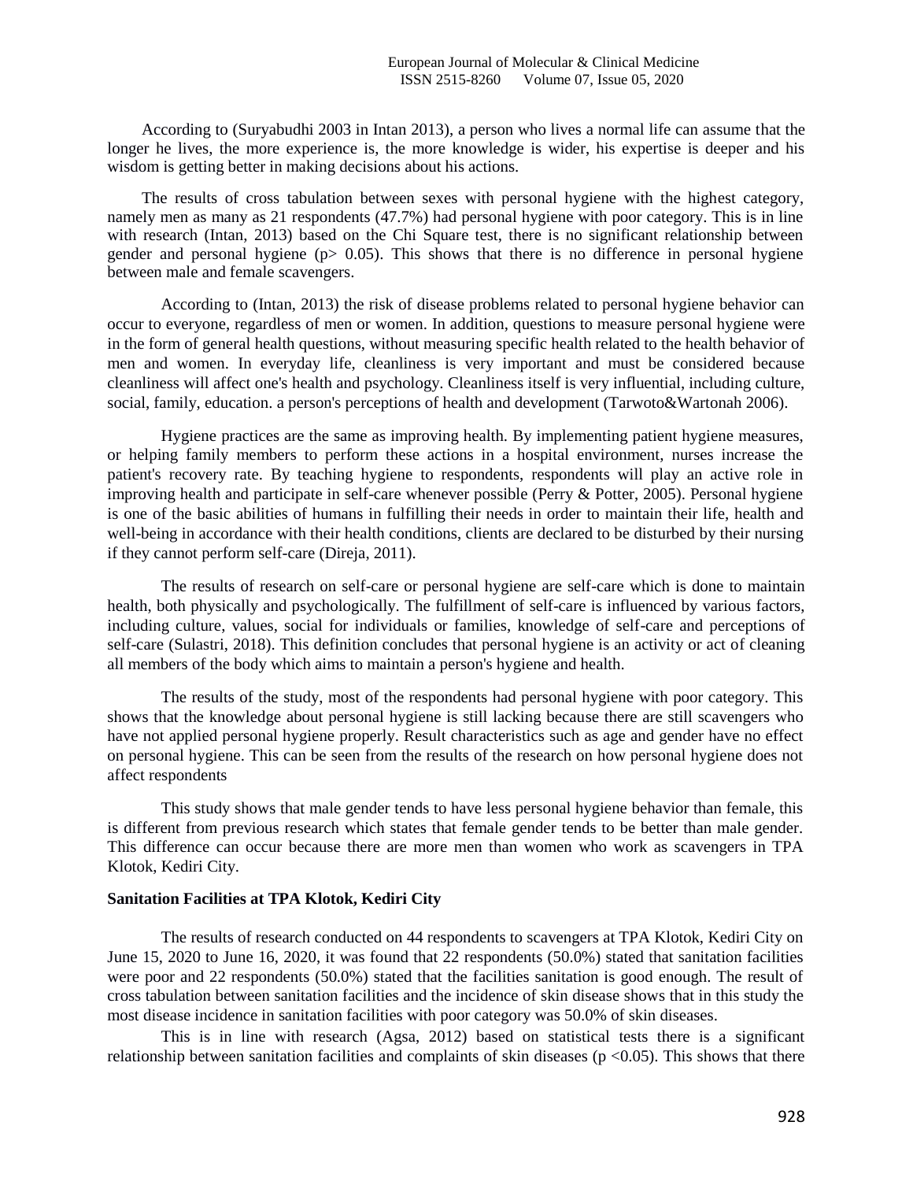According to (Suryabudhi 2003 in Intan 2013), a person who lives a normal life can assume that the longer he lives, the more experience is, the more knowledge is wider, his expertise is deeper and his wisdom is getting better in making decisions about his actions.

The results of cross tabulation between sexes with personal hygiene with the highest category, namely men as many as 21 respondents (47.7%) had personal hygiene with poor category. This is in line with research (Intan, 2013) based on the Chi Square test, there is no significant relationship between gender and personal hygiene ($p > 0.05$). This shows that there is no difference in personal hygiene between male and female scavengers.

According to (Intan, 2013) the risk of disease problems related to personal hygiene behavior can occur to everyone, regardless of men or women. In addition, questions to measure personal hygiene were in the form of general health questions, without measuring specific health related to the health behavior of men and women. In everyday life, cleanliness is very important and must be considered because cleanliness will affect one's health and psychology. Cleanliness itself is very influential, including culture, social, family, education. a person's perceptions of health and development (Tarwoto&Wartonah 2006).

Hygiene practices are the same as improving health. By implementing patient hygiene measures, or helping family members to perform these actions in a hospital environment, nurses increase the patient's recovery rate. By teaching hygiene to respondents, respondents will play an active role in improving health and participate in self-care whenever possible (Perry & Potter, 2005). Personal hygiene is one of the basic abilities of humans in fulfilling their needs in order to maintain their life, health and well-being in accordance with their health conditions, clients are declared to be disturbed by their nursing if they cannot perform self-care (Direja, 2011).

The results of research on self-care or personal hygiene are self-care which is done to maintain health, both physically and psychologically. The fulfillment of self-care is influenced by various factors, including culture, values, social for individuals or families, knowledge of self-care and perceptions of self-care (Sulastri, 2018). This definition concludes that personal hygiene is an activity or act of cleaning all members of the body which aims to maintain a person's hygiene and health.

The results of the study, most of the respondents had personal hygiene with poor category. This shows that the knowledge about personal hygiene is still lacking because there are still scavengers who have not applied personal hygiene properly. Result characteristics such as age and gender have no effect on personal hygiene. This can be seen from the results of the research on how personal hygiene does not affect respondents

This study shows that male gender tends to have less personal hygiene behavior than female, this is different from previous research which states that female gender tends to be better than male gender. This difference can occur because there are more men than women who work as scavengers in TPA Klotok, Kediri City.

**Sanitation Facilities at TPA Klotok, Kediri City**

The results of research conducted on 44 respondents to scavengers at TPA Klotok, Kediri City on June 15, 2020 to June 16, 2020, it was found that 22 respondents (50.0%) stated that sanitation facilities were poor and 22 respondents (50.0%) stated that the facilities sanitation is good enough. The result of cross tabulation between sanitation facilities and the incidence of skin disease shows that in this study the most disease incidence in sanitation facilities with poor category was 50.0% of skin diseases.

This is in line with research (Agsa, 2012) based on statistical tests there is a significant relationship between sanitation facilities and complaints of skin diseases ($p < 0.05$). This shows that there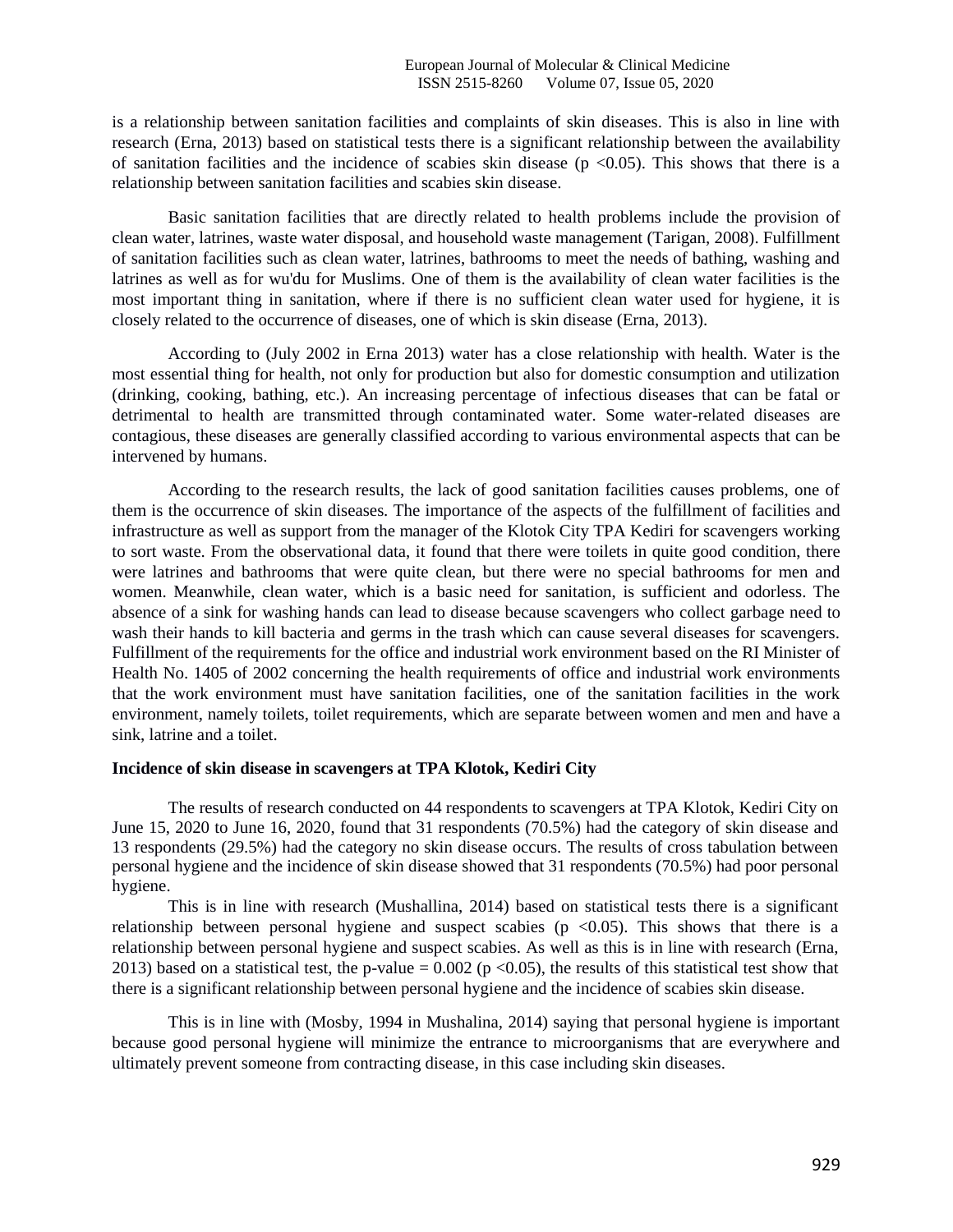is a relationship between sanitation facilities and complaints of skin diseases. This is also in line with research (Erna, 2013) based on statistical tests there is a significant relationship between the availability of sanitation facilities and the incidence of scabies skin disease ($p < 0.05$). This shows that there is a relationship between sanitation facilities and scabies skin disease.

Basic sanitation facilities that are directly related to health problems include the provision of clean water, latrines, waste water disposal, and household waste management (Tarigan, 2008). Fulfillment of sanitation facilities such as clean water, latrines, bathrooms to meet the needs of bathing, washing and latrines as well as for wu'du for Muslims. One of them is the availability of clean water facilities is the most important thing in sanitation, where if there is no sufficient clean water used for hygiene, it is closely related to the occurrence of diseases, one of which is skin disease (Erna, 2013).

According to (July 2002 in Erna 2013) water has a close relationship with health. Water is the most essential thing for health, not only for production but also for domestic consumption and utilization (drinking, cooking, bathing, etc.). An increasing percentage of infectious diseases that can be fatal or detrimental to health are transmitted through contaminated water. Some water-related diseases are contagious, these diseases are generally classified according to various environmental aspects that can be intervened by humans.

According to the research results, the lack of good sanitation facilities causes problems, one of them is the occurrence of skin diseases. The importance of the aspects of the fulfillment of facilities and infrastructure as well as support from the manager of the Klotok City TPA Kediri for scavengers working to sort waste. From the observational data, it found that there were toilets in quite good condition, there were latrines and bathrooms that were quite clean, but there were no special bathrooms for men and women. Meanwhile, clean water, which is a basic need for sanitation, is sufficient and odorless. The absence of a sink for washing hands can lead to disease because scavengers who collect garbage need to wash their hands to kill bacteria and germs in the trash which can cause several diseases for scavengers. Fulfillment of the requirements for the office and industrial work environment based on the RI Minister of Health No. 1405 of 2002 concerning the health requirements of office and industrial work environments that the work environment must have sanitation facilities, one of the sanitation facilities in the work environment, namely toilets, toilet requirements, which are separate between women and men and have a sink, latrine and a toilet.

**Incidence of skin disease in scavengers at TPA Klotok, Kediri City**

The results of research conducted on 44 respondents to scavengers at TPA Klotok, Kediri City on June 15, 2020 to June 16, 2020, found that 31 respondents (70.5%) had the category of skin disease and 13 respondents (29.5%) had the category no skin disease occurs. The results of cross tabulation between personal hygiene and the incidence of skin disease showed that 31 respondents (70.5%) had poor personal hygiene.

This is in line with research (Mushallina, 2014) based on statistical tests there is a significant relationship between personal hygiene and suspect scabies ($p < 0.05$). This shows that there is a relationship between personal hygiene and suspect scabies. As well as this is in line with research (Erna, 2013) based on a statistical test, the p-value = 0.002 ($p < 0.05$), the results of this statistical test show that there is a significant relationship between personal hygiene and the incidence of scabies skin disease.

This is in line with (Mosby, 1994 in Mushalina, 2014) saying that personal hygiene is important because good personal hygiene will minimize the entrance to microorganisms that are everywhere and ultimately prevent someone from contracting disease, in this case including skin diseases.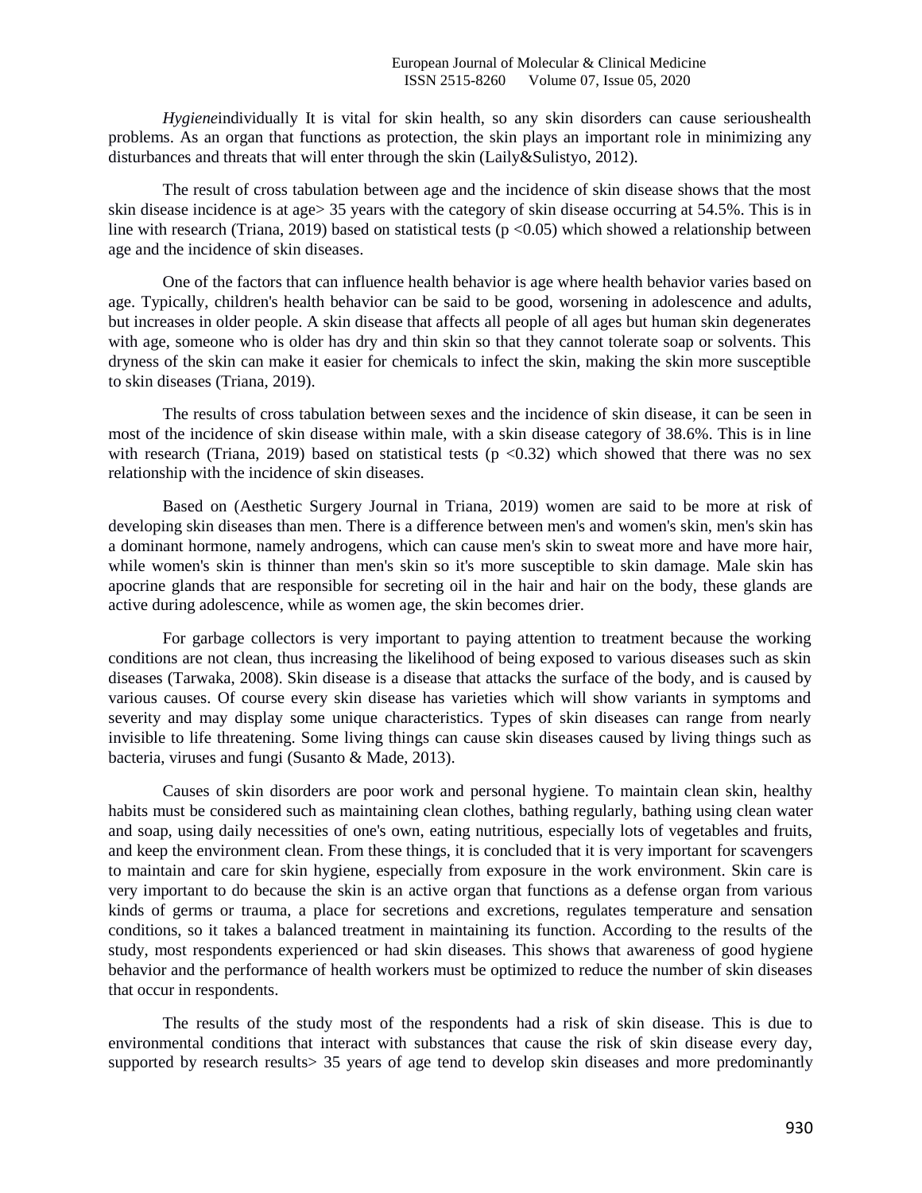*Hygiene*individually It is vital for skin health, so any skin disorders can cause serioushealth problems. As an organ that functions as protection, the skin plays an important role in minimizing any disturbances and threats that will enter through the skin (Laily&Sulistyo, 2012).

The result of cross tabulation between age and the incidence of skin disease shows that the most skin disease incidence is at age> 35 years with the category of skin disease occurring at 54.5%. This is in line with research (Triana, 2019) based on statistical tests ($p < 0.05$) which showed a relationship between age and the incidence of skin diseases.

One of the factors that can influence health behavior is age where health behavior varies based on age. Typically, children's health behavior can be said to be good, worsening in adolescence and adults, but increases in older people. A skin disease that affects all people of all ages but human skin degenerates with age, someone who is older has dry and thin skin so that they cannot tolerate soap or solvents. This dryness of the skin can make it easier for chemicals to infect the skin, making the skin more susceptible to skin diseases (Triana, 2019).

The results of cross tabulation between sexes and the incidence of skin disease, it can be seen in most of the incidence of skin disease within male, with a skin disease category of 38.6%. This is in line with research (Triana, 2019) based on statistical tests ($p < 0.32$) which showed that there was no sex relationship with the incidence of skin diseases.

Based on (Aesthetic Surgery Journal in Triana, 2019) women are said to be more at risk of developing skin diseases than men. There is a difference between men's and women's skin, men's skin has a dominant hormone, namely androgens, which can cause men's skin to sweat more and have more hair, while women's skin is thinner than men's skin so it's more susceptible to skin damage. Male skin has apocrine glands that are responsible for secreting oil in the hair and hair on the body, these glands are active during adolescence, while as women age, the skin becomes drier.

For garbage collectors is very important to paying attention to treatment because the working conditions are not clean, thus increasing the likelihood of being exposed to various diseases such as skin diseases (Tarwaka, 2008). Skin disease is a disease that attacks the surface of the body, and is caused by various causes. Of course every skin disease has varieties which will show variants in symptoms and severity and may display some unique characteristics. Types of skin diseases can range from nearly invisible to life threatening. Some living things can cause skin diseases caused by living things such as bacteria, viruses and fungi (Susanto & Made, 2013).

Causes of skin disorders are poor work and personal hygiene. To maintain clean skin, healthy habits must be considered such as maintaining clean clothes, bathing regularly, bathing using clean water and soap, using daily necessities of one's own, eating nutritious, especially lots of vegetables and fruits, and keep the environment clean. From these things, it is concluded that it is very important for scavengers to maintain and care for skin hygiene, especially from exposure in the work environment. Skin care is very important to do because the skin is an active organ that functions as a defense organ from various kinds of germs or trauma, a place for secretions and excretions, regulates temperature and sensation conditions, so it takes a balanced treatment in maintaining its function. According to the results of the study, most respondents experienced or had skin diseases. This shows that awareness of good hygiene behavior and the performance of health workers must be optimized to reduce the number of skin diseases that occur in respondents.

The results of the study most of the respondents had a risk of skin disease. This is due to environmental conditions that interact with substances that cause the risk of skin disease every day, supported by research results> 35 years of age tend to develop skin diseases and more predominantly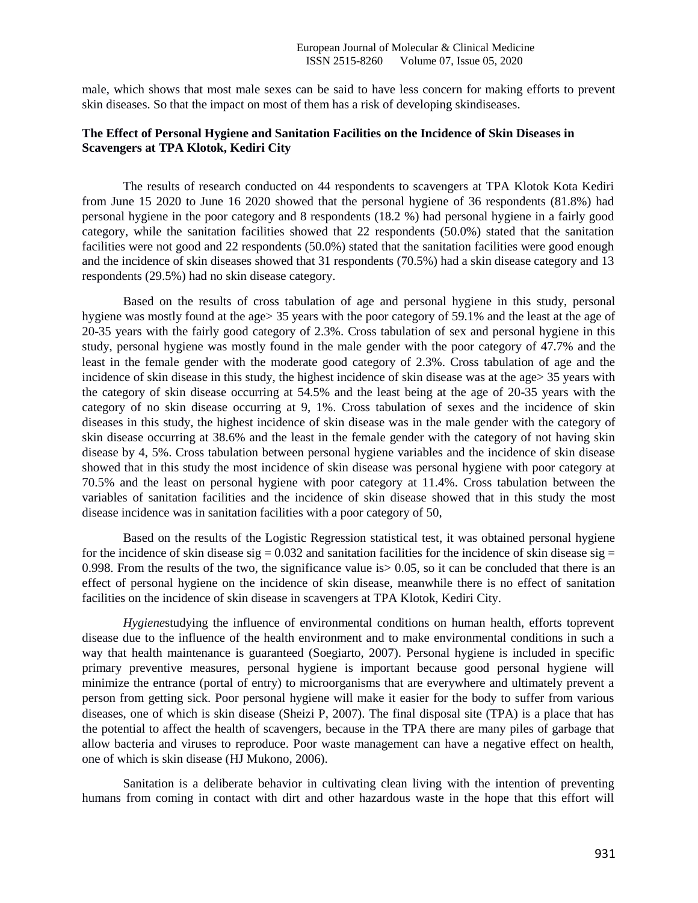male, which shows that most male sexes can be said to have less concern for making efforts to prevent skin diseases. So that the impact on most of them has a risk of developing skindiseases.

**The Effect of Personal Hygiene and Sanitation Facilities on the Incidence of Skin Diseases in Scavengers at TPA Klotok, Kediri City**

The results of research conducted on 44 respondents to scavengers at TPA Klotok Kota Kediri from June 15 2020 to June 16 2020 showed that the personal hygiene of 36 respondents (81.8%) had personal hygiene in the poor category and 8 respondents (18.2 %) had personal hygiene in a fairly good category, while the sanitation facilities showed that 22 respondents (50.0%) stated that the sanitation facilities were not good and 22 respondents (50.0%) stated that the sanitation facilities were good enough and the incidence of skin diseases showed that 31 respondents (70.5%) had a skin disease category and 13 respondents (29.5%) had no skin disease category.

Based on the results of cross tabulation of age and personal hygiene in this study, personal hygiene was mostly found at the age> 35 years with the poor category of 59.1% and the least at the age of 20-35 years with the fairly good category of 2.3%. Cross tabulation of sex and personal hygiene in this study, personal hygiene was mostly found in the male gender with the poor category of 47.7% and the least in the female gender with the moderate good category of 2.3%. Cross tabulation of age and the incidence of skin disease in this study, the highest incidence of skin disease was at the age> 35 years with the category of skin disease occurring at 54.5% and the least being at the age of 20-35 years with the category of no skin disease occurring at 9, 1%. Cross tabulation of sexes and the incidence of skin diseases in this study, the highest incidence of skin disease was in the male gender with the category of skin disease occurring at 38.6% and the least in the female gender with the category of not having skin disease by 4, 5%. Cross tabulation between personal hygiene variables and the incidence of skin disease showed that in this study the most incidence of skin disease was personal hygiene with poor category at 70.5% and the least on personal hygiene with poor category at 11.4%. Cross tabulation between the variables of sanitation facilities and the incidence of skin disease showed that in this study the most disease incidence was in sanitation facilities with a poor category of 50,

Based on the results of the Logistic Regression statistical test, it was obtained personal hygiene for the incidence of skin disease sig = 0.032 and sanitation facilities for the incidence of skin disease sig = 0.998. From the results of the two, the significance value is> 0.05, so it can be concluded that there is an effect of personal hygiene on the incidence of skin disease, meanwhile there is no effect of sanitation facilities on the incidence of skin disease in scavengers at TPA Klotok, Kediri City.

*Hygiene*studying the influence of environmental conditions on human health, efforts toprevent disease due to the influence of the health environment and to make environmental conditions in such a way that health maintenance is guaranteed (Soegiarto, 2007). Personal hygiene is included in specific primary preventive measures, personal hygiene is important because good personal hygiene will minimize the entrance (portal of entry) to microorganisms that are everywhere and ultimately prevent a person from getting sick. Poor personal hygiene will make it easier for the body to suffer from various diseases, one of which is skin disease (Sheizi P, 2007). The final disposal site (TPA) is a place that has the potential to affect the health of scavengers, because in the TPA there are many piles of garbage that allow bacteria and viruses to reproduce. Poor waste management can have a negative effect on health, one of which is skin disease (HJ Mukono, 2006).

Sanitation is a deliberate behavior in cultivating clean living with the intention of preventing humans from coming in contact with dirt and other hazardous waste in the hope that this effort will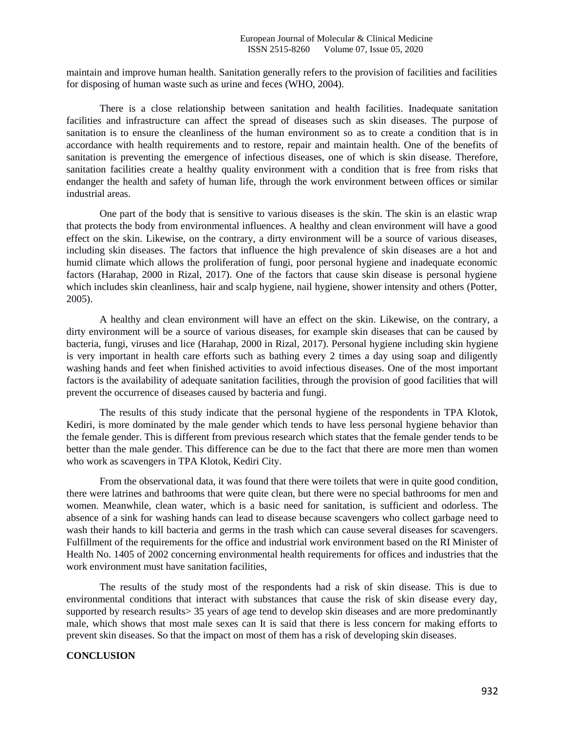maintain and improve human health. Sanitation generally refers to the provision of facilities and facilities for disposing of human waste such as urine and feces (WHO, 2004).

There is a close relationship between sanitation and health facilities. Inadequate sanitation facilities and infrastructure can affect the spread of diseases such as skin diseases. The purpose of sanitation is to ensure the cleanliness of the human environment so as to create a condition that is in accordance with health requirements and to restore, repair and maintain health. One of the benefits of sanitation is preventing the emergence of infectious diseases, one of which is skin disease. Therefore, sanitation facilities create a healthy quality environment with a condition that is free from risks that endanger the health and safety of human life, through the work environment between offices or similar industrial areas.

One part of the body that is sensitive to various diseases is the skin. The skin is an elastic wrap that protects the body from environmental influences. A healthy and clean environment will have a good effect on the skin. Likewise, on the contrary, a dirty environment will be a source of various diseases, including skin diseases. The factors that influence the high prevalence of skin diseases are a hot and humid climate which allows the proliferation of fungi, poor personal hygiene and inadequate economic factors (Harahap, 2000 in Rizal, 2017). One of the factors that cause skin disease is personal hygiene which includes skin cleanliness, hair and scalp hygiene, nail hygiene, shower intensity and others (Potter, 2005).

A healthy and clean environment will have an effect on the skin. Likewise, on the contrary, a dirty environment will be a source of various diseases, for example skin diseases that can be caused by bacteria, fungi, viruses and lice (Harahap, 2000 in Rizal, 2017). Personal hygiene including skin hygiene is very important in health care efforts such as bathing every 2 times a day using soap and diligently washing hands and feet when finished activities to avoid infectious diseases. One of the most important factors is the availability of adequate sanitation facilities, through the provision of good facilities that will prevent the occurrence of diseases caused by bacteria and fungi.

The results of this study indicate that the personal hygiene of the respondents in TPA Klotok, Kediri, is more dominated by the male gender which tends to have less personal hygiene behavior than the female gender. This is different from previous research which states that the female gender tends to be better than the male gender. This difference can be due to the fact that there are more men than women who work as scavengers in TPA Klotok, Kediri City.

From the observational data, it was found that there were toilets that were in quite good condition, there were latrines and bathrooms that were quite clean, but there were no special bathrooms for men and women. Meanwhile, clean water, which is a basic need for sanitation, is sufficient and odorless. The absence of a sink for washing hands can lead to disease because scavengers who collect garbage need to wash their hands to kill bacteria and germs in the trash which can cause several diseases for scavengers. Fulfillment of the requirements for the office and industrial work environment based on the RI Minister of Health No. 1405 of 2002 concerning environmental health requirements for offices and industries that the work environment must have sanitation facilities,

The results of the study most of the respondents had a risk of skin disease. This is due to environmental conditions that interact with substances that cause the risk of skin disease every day, supported by research results> 35 years of age tend to develop skin diseases and are more predominantly male, which shows that most male sexes can It is said that there is less concern for making efforts to prevent skin diseases. So that the impact on most of them has a risk of developing skin diseases.

## CONCLUSION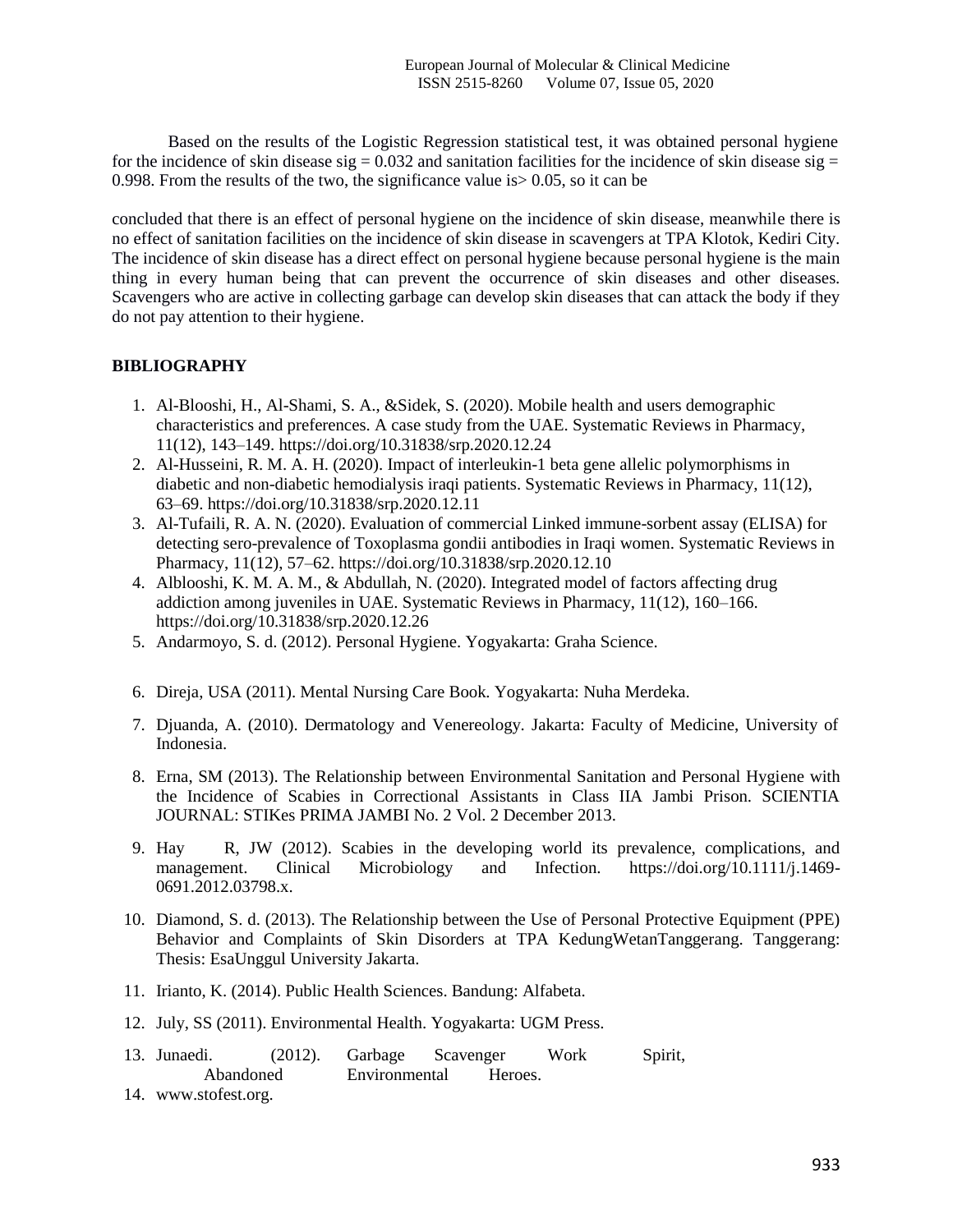Based on the results of the Logistic Regression statistical test, it was obtained personal hygiene for the incidence of skin disease sig = 0.032 and sanitation facilities for the incidence of skin disease sig = 0.998. From the results of the two, the significance value is> 0.05, so it can be

concluded that there is an effect of personal hygiene on the incidence of skin disease, meanwhile there is no effect of sanitation facilities on the incidence of skin disease in scavengers at TPA Klotok, Kediri City. The incidence of skin disease has a direct effect on personal hygiene because personal hygiene is the main thing in every human being that can prevent the occurrence of skin diseases and other diseases. Scavengers who are active in collecting garbage can develop skin diseases that can attack the body if they do not pay attention to their hygiene.

## BIBLIOGRAPHY

1. Al-Blooshi, H., Al-Shami, S. A., &Sidek, S. (2020). Mobile health and users demographic characteristics and preferences. A case study from the UAE. Systematic Reviews in Pharmacy, 11(12), 143–149. https://doi.org/10.31838/srp.2020.12.24
2. Al-Husseini, R. M. A. H. (2020). Impact of interleukin-1 beta gene allelic polymorphisms in diabetic and non-diabetic hemodialysis iraqi patients. Systematic Reviews in Pharmacy, 11(12), 63–69. https://doi.org/10.31838/srp.2020.12.11
3. Al-Tufaili, R. A. N. (2020). Evaluation of commercial Linked immune-sorbent assay (ELISA) for detecting sero-prevalence of Toxoplasma gondii antibodies in Iraqi women. Systematic Reviews in Pharmacy, 11(12), 57–62. https://doi.org/10.31838/srp.2020.12.10
4. Alblooshi, K. M. A. M., & Abdullah, N. (2020). Integrated model of factors affecting drug addiction among juveniles in UAE. Systematic Reviews in Pharmacy, 11(12), 160–166. https://doi.org/10.31838/srp.2020.12.26
5. Andarmoyo, S. d. (2012). Personal Hygiene. Yogyakarta: Graha Science.
6. Direja, USA (2011). Mental Nursing Care Book. Yogyakarta: Nuha Merdeka.
7. Djuanda, A. (2010). Dermatology and Venereology. Jakarta: Faculty of Medicine, University of Indonesia.
8. Erna, SM (2013). The Relationship between Environmental Sanitation and Personal Hygiene with the Incidence of Scabies in Correctional Assistants in Class IIA Jambi Prison. SCIENTIA JOURNAL: STIKes PRIMA JAMBI No. 2 Vol. 2 December 2013.
9. Hay R, JW (2012). Scabies in the developing world its prevalence, complications, and management. Clinical Microbiology and Infection. https://doi.org/10.1111/j.1469-0691.2012.03798.x.
10. Diamond, S. d. (2013). The Relationship between the Use of Personal Protective Equipment (PPE) Behavior and Complaints of Skin Disorders at TPA KedungWetanTanggerang. Tanggerang: Thesis: EsaUnggul University Jakarta.
11. Irianto, K. (2014). Public Health Sciences. Bandung: Alfabeta.
12. July, SS (2011). Environmental Health. Yogyakarta: UGM Press.
13. Junaedi. (2012). Garbage Scavenger Work Spirit, Abandoned Environmental Heroes.
14. www.stofest.org.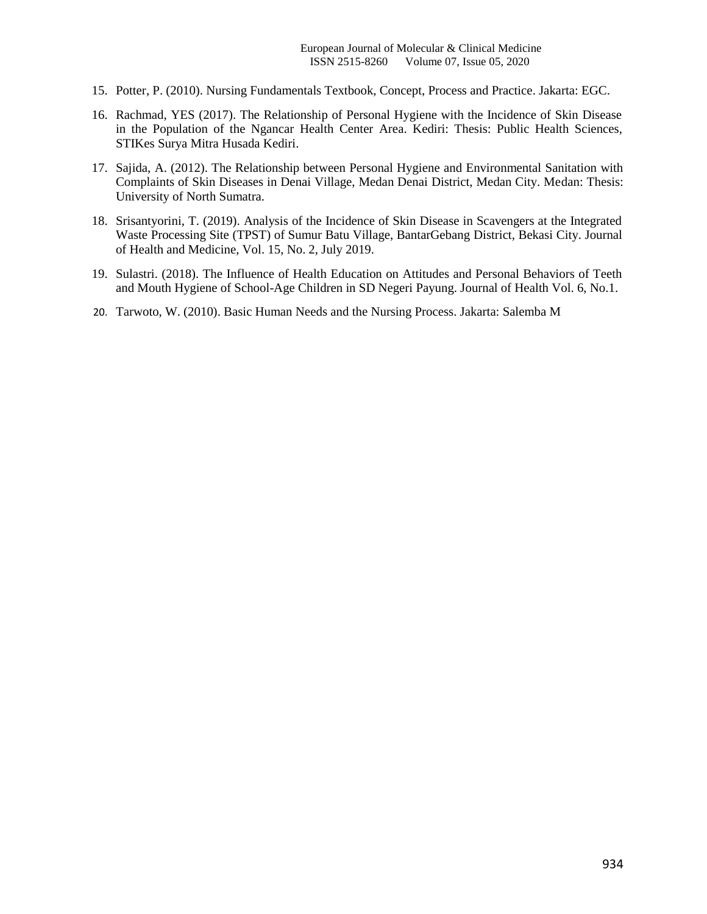15. Potter, P. (2010). Nursing Fundamentals Textbook, Concept, Process and Practice. Jakarta: EGC.
16. Rachmad, YES (2017). The Relationship of Personal Hygiene with the Incidence of Skin Disease in the Population of the Ngancar Health Center Area. Kediri: Thesis: Public Health Sciences, STIKes Surya Mitra Husada Kediri.
17. Sajida, A. (2012). The Relationship between Personal Hygiene and Environmental Sanitation with Complaints of Skin Diseases in Denai Village, Medan Denai District, Medan City. Medan: Thesis: University of North Sumatra.
18. Srisantyorini, T. (2019). Analysis of the Incidence of Skin Disease in Scavengers at the Integrated Waste Processing Site (TPST) of Sumur Batu Village, BantarGebang District, Bekasi City. Journal of Health and Medicine, Vol. 15, No. 2, July 2019.
19. Sulastri. (2018). The Influence of Health Education on Attitudes and Personal Behaviors of Teeth and Mouth Hygiene of School-Age Children in SD Negeri Payung. Journal of Health Vol. 6, No.1.
20. Tarwoto, W. (2010). Basic Human Needs and the Nursing Process. Jakarta: Salemba M